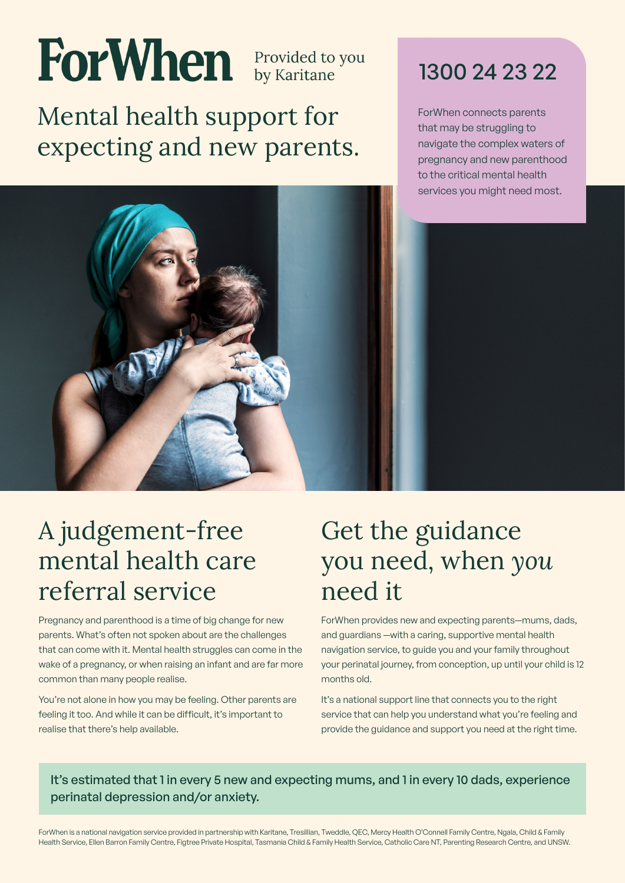# ForWhen

Provided to you by Karitane

## Mental health support for expecting and new parents.

**1300 24 23 22**

ForWhen connects parents that may be struggling to navigate the complex waters of pregnancy and new parenthood to the critical mental health services you might need most.

## A judgement-free mental health care referral service

Pregnancy and parenthood is a time of big change for new parents. What's often not spoken about are the challenges that can come with it. Mental health struggles can come in the wake of a pregnancy, or when raising an infant and are far more common than many people realise.

You're not alone in how you may be feeling. Other parents are feeling it too. And while it can be difficult, it's important to realise that there's help available.

## Get the guidance you need, when *you* need it

ForWhen provides new and expecting parents—mums, dads, and guardians —with a caring, supportive mental health navigation service, to guide you and your family throughout your perinatal journey, from conception, up until your child is 12 months old.

It's a national support line that connects you to the right service that can help you understand what you're feeling and provide the guidance and support you need at the right time.

**It's estimated that 1 in every 5 new and expecting mums, and 1 in every 10 dads, experience perinatal depression and/or anxiety.**

ForWhen is a national navigation service provided in partnership with Karitane, Tresillian, Tweddle, QEC, Mercy Health O'Connell Family Centre, Ngala, Child & Family Health Service, Ellen Barron Family Centre, Figtree Private Hospital, Tasmania Child & Family Health Service, Catholic Care NT, Parenting Research Centre, and UNSW.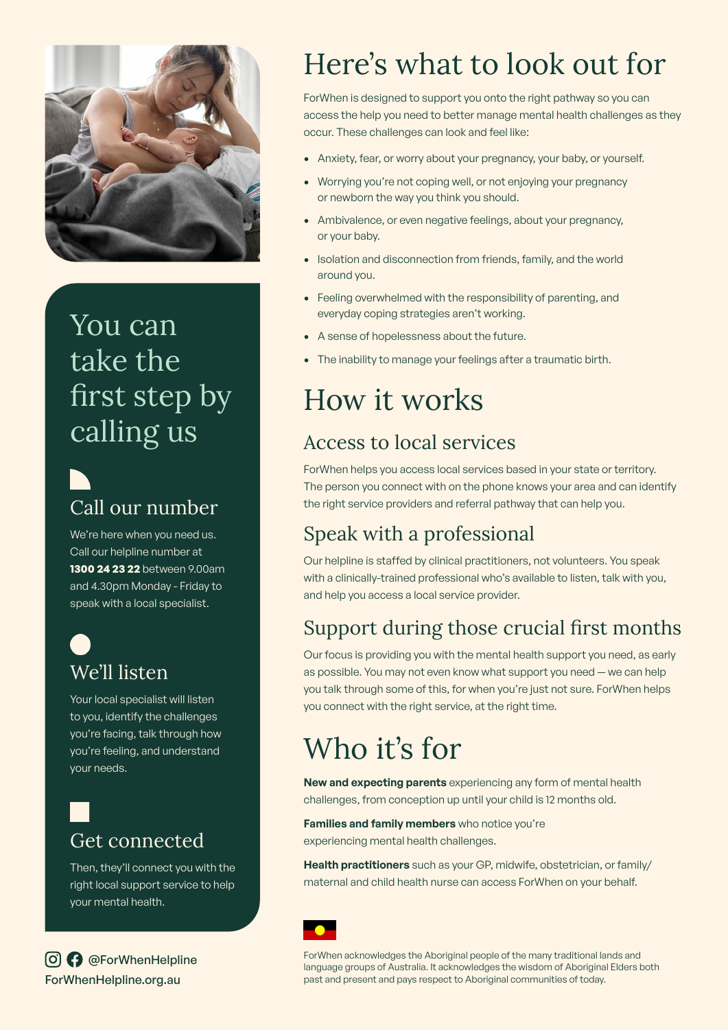## You can take the first step by calling us

### Call our number

We're here when you need us. Call our helpline number at **1300 24 23 22** between 9.00am and 4.30pm Monday - Friday to speak with a local specialist.

### We'll listen

Your local specialist will listen to you, identify the challenges you're facing, talk through how you're feeling, and understand your needs.

### Get connected

Then, they'll connect you with the right local support service to help your mental health.

@ForWhenHelpline

ForWhenHelpline.org.au

# Here's what to look out for

ForWhen is designed to support you onto the right pathway so you can access the help you need to better manage mental health challenges as they occur. These challenges can look and feel like:

- Anxiety, fear, or worry about your pregnancy, your baby, or yourself.
- Worrying you're not coping well, or not enjoying your pregnancy or newborn the way you think you should.
- Ambivalence, or even negative feelings, about your pregnancy, or your baby.
- Isolation and disconnection from friends, family, and the world around you.
- Feeling overwhelmed with the responsibility of parenting, and everyday coping strategies aren't working.
- A sense of hopelessness about the future.
- The inability to manage your feelings after a traumatic birth.

# How it works

## Access to local services

ForWhen helps you access local services based in your state or territory. The person you connect with on the phone knows your area and can identify the right service providers and referral pathway that can help you.

## Speak with a professional

Our helpline is staffed by clinical practitioners, not volunteers. You speak with a clinically-trained professional who's available to listen, talk with you, and help you access a local service provider.

## Support during those crucial first months

Our focus is providing you with the mental health support you need, as early as possible. You may not even know what support you need — we can help you talk through some of this, for when you're just not sure. ForWhen helps you connect with the right service, at the right time.

# Who it's for

**New and expecting parents** experiencing any form of mental health challenges, from conception up until your child is 12 months old.

**Families and family members** who notice you're experiencing mental health challenges.

**Health practitioners** such as your GP, midwife, obstetrician, or family/maternal and child health nurse can access ForWhen on your behalf.

ForWhen acknowledges the Aboriginal people of the many traditional lands and language groups of Australia. It acknowledges the wisdom of Aboriginal Elders both past and present and pays respect to Aboriginal communities of today.